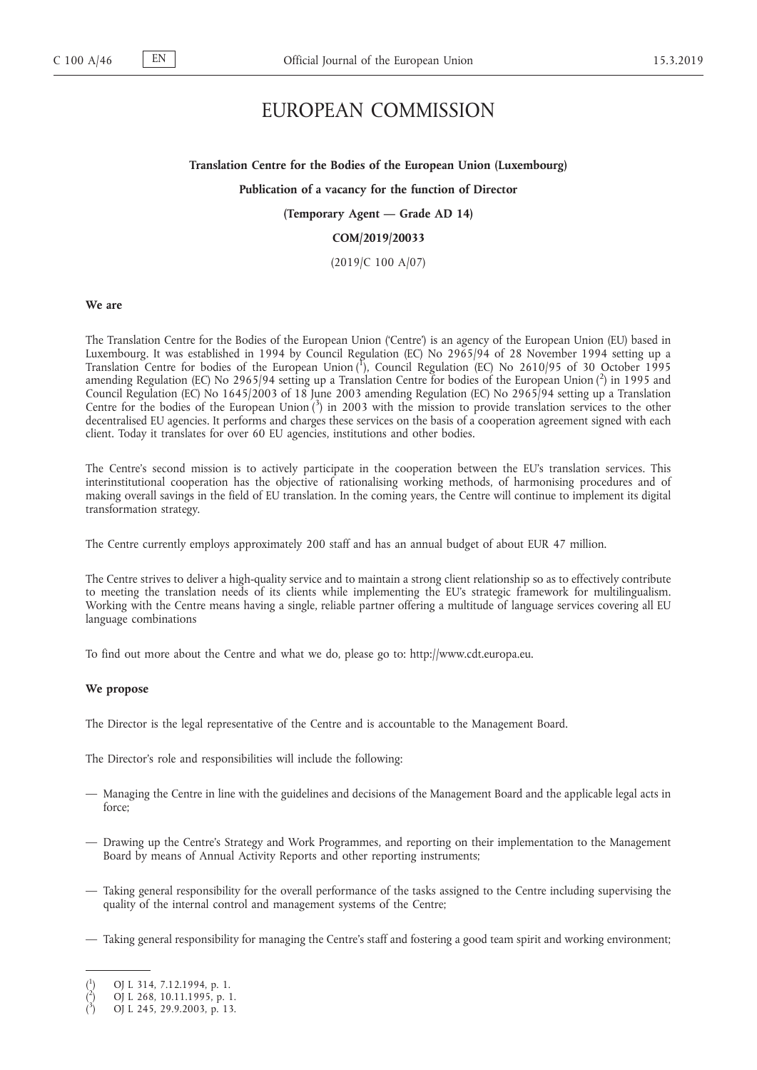# EUROPEAN COMMISSION

**Translation Centre for the Bodies of the European Union (Luxembourg)**

**Publication of a vacancy for the function of Director**

**(Temporary Agent — Grade AD 14)**

**COM/2019/20033**

(2019/C 100 A/07)

**We are**

The Translation Centre for the Bodies of the European Union ('Centre') is an agency of the European Union (EU) based in Luxembourg. It was established in 1994 by Council Regulation (EC) No 2965/94 of 28 November 1994 setting up a Translation Centre for bodies of the European Union [1], Council Regulation (EC) No 2610/95 of 30 October 1995 amending Regulation (EC) No 2965/94 setting up a Translation Centre for bodies of the European Union [2] in 1995 and Council Regulation (EC) No 1645/2003 of 18 June 2003 amending Regulation (EC) No 2965/94 setting up a Translation Centre for the bodies of the European Union [3] in 2003 with the mission to provide translation services to the other decentralised EU agencies. It performs and charges these services on the basis of a cooperation agreement signed with each client. Today it translates for over 60 EU agencies, institutions and other bodies.

The Centre's second mission is to actively participate in the cooperation between the EU's translation services. This interinstitutional cooperation has the objective of rationalising working methods, of harmonising procedures and of making overall savings in the field of EU translation. In the coming years, the Centre will continue to implement its digital transformation strategy.

The Centre currently employs approximately 200 staff and has an annual budget of about EUR 47 million.

The Centre strives to deliver a high-quality service and to maintain a strong client relationship so as to effectively contribute to meeting the translation needs of its clients while implementing the EU's strategic framework for multilingualism. Working with the Centre means having a single, reliable partner offering a multitude of language services covering all EU language combinations

To find out more about the Centre and what we do, please go to: http://www.cdt.europa.eu.

**We propose**

The Director is the legal representative of the Centre and is accountable to the Management Board.

The Director's role and responsibilities will include the following:

- Managing the Centre in line with the guidelines and decisions of the Management Board and the applicable legal acts in force;
- Drawing up the Centre's Strategy and Work Programmes, and reporting on their implementation to the Management Board by means of Annual Activity Reports and other reporting instruments;
- Taking general responsibility for the overall performance of the tasks assigned to the Centre including supervising the quality of the internal control and management systems of the Centre;
- Taking general responsibility for managing the Centre's staff and fostering a good team spirit and working environment;

---

[1] OJ L 314, 7.12.1994, p. 1.

[2] OJ L 268, 10.11.1995, p. 1.

[3] OJ L 245, 29.9.2003, p. 13.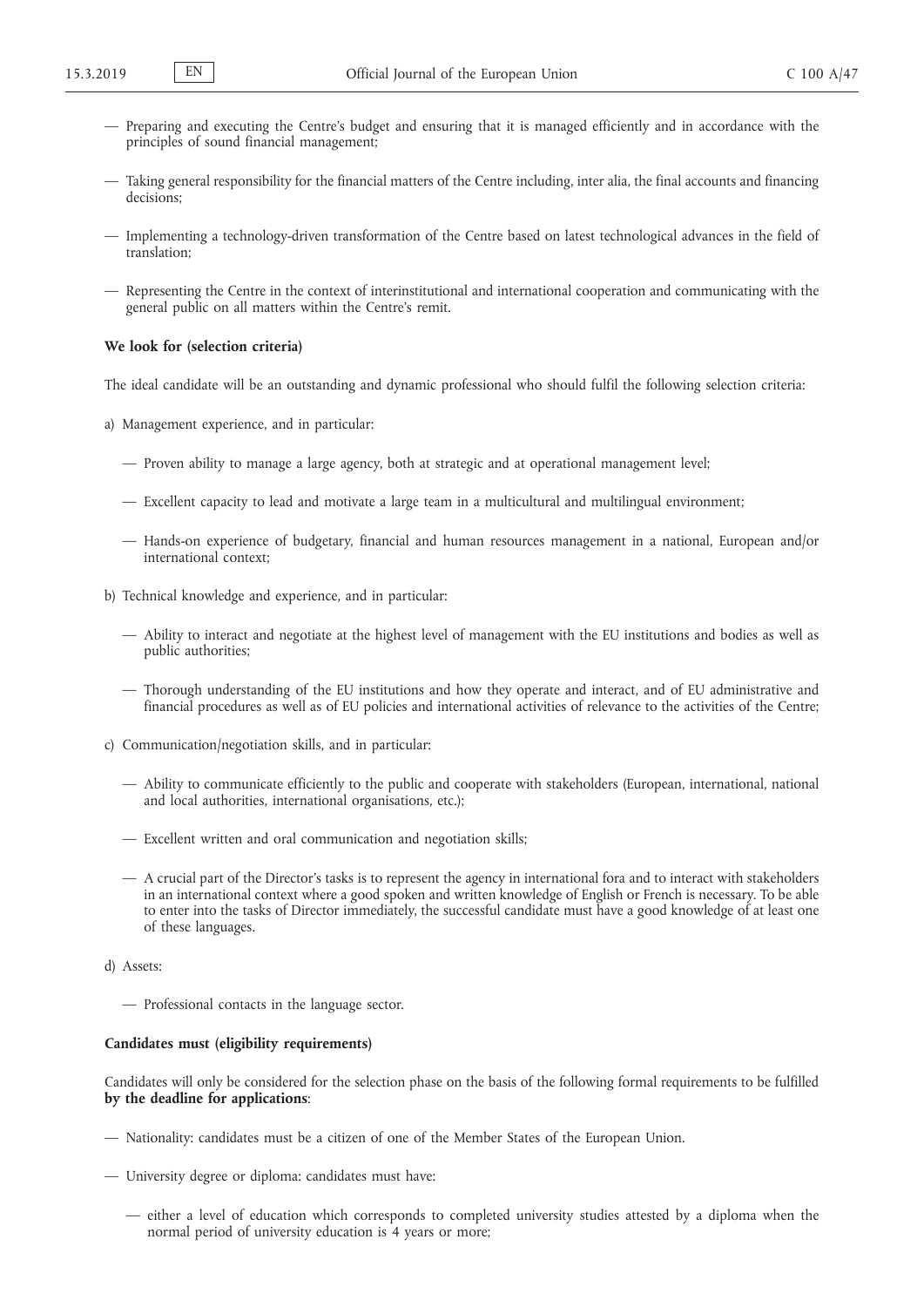— Preparing and executing the Centre's budget and ensuring that it is managed efficiently and in accordance with the principles of sound financial management;

— Taking general responsibility for the financial matters of the Centre including, inter alia, the final accounts and financing decisions;

— Implementing a technology-driven transformation of the Centre based on latest technological advances in the field of translation;

— Representing the Centre in the context of interinstitutional and international cooperation and communicating with the general public on all matters within the Centre's remit.

**We look for (selection criteria)**

The ideal candidate will be an outstanding and dynamic professional who should fulfil the following selection criteria:

a) Management experience, and in particular:

— Proven ability to manage a large agency, both at strategic and at operational management level;

— Excellent capacity to lead and motivate a large team in a multicultural and multilingual environment;

— Hands-on experience of budgetary, financial and human resources management in a national, European and/or international context;

b) Technical knowledge and experience, and in particular:

— Ability to interact and negotiate at the highest level of management with the EU institutions and bodies as well as public authorities;

— Thorough understanding of the EU institutions and how they operate and interact, and of EU administrative and financial procedures as well as of EU policies and international activities of relevance to the activities of the Centre;

c) Communication/negotiation skills, and in particular:

— Ability to communicate efficiently to the public and cooperate with stakeholders (European, international, national and local authorities, international organisations, etc.);

— Excellent written and oral communication and negotiation skills;

— A crucial part of the Director's tasks is to represent the agency in international fora and to interact with stakeholders in an international context where a good spoken and written knowledge of English or French is necessary. To be able to enter into the tasks of Director immediately, the successful candidate must have a good knowledge of at least one of these languages.

d) Assets:

— Professional contacts in the language sector.

**Candidates must (eligibility requirements)**

Candidates will only be considered for the selection phase on the basis of the following formal requirements to be fulfilled **by the deadline for applications**:

— Nationality: candidates must be a citizen of one of the Member States of the European Union.

— University degree or diploma: candidates must have:

— either a level of education which corresponds to completed university studies attested by a diploma when the normal period of university education is 4 years or more;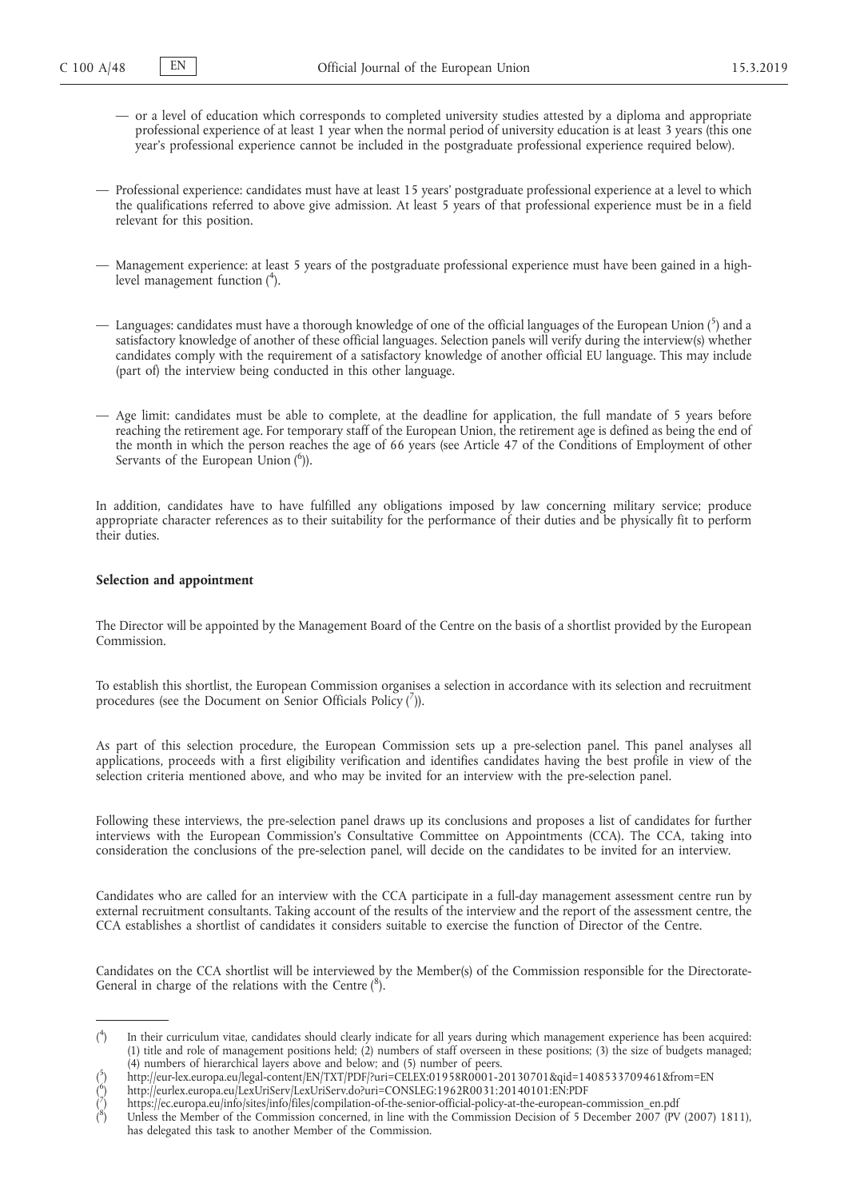- or a level of education which corresponds to completed university studies attested by a diploma and appropriate professional experience of at least 1 year when the normal period of university education is at least 3 years (this one year's professional experience cannot be included in the postgraduate professional experience required below).

- Professional experience: candidates must have at least 15 years' postgraduate professional experience at a level to which the qualifications referred to above give admission. At least 5 years of that professional experience must be in a field relevant for this position.

- Management experience: at least 5 years of the postgraduate professional experience must have been gained in a high-level management function ([4]).

- Languages: candidates must have a thorough knowledge of one of the official languages of the European Union ([5]) and a satisfactory knowledge of another of these official languages. Selection panels will verify during the interview(s) whether candidates comply with the requirement of a satisfactory knowledge of another official EU language. This may include (part of) the interview being conducted in this other language.

- Age limit: candidates must be able to complete, at the deadline for application, the full mandate of 5 years before reaching the retirement age. For temporary staff of the European Union, the retirement age is defined as being the end of the month in which the person reaches the age of 66 years (see Article 47 of the Conditions of Employment of other Servants of the European Union ([6])).

In addition, candidates have to have fulfilled any obligations imposed by law concerning military service; produce appropriate character references as to their suitability for the performance of their duties and be physically fit to perform their duties.

**Selection and appointment**

The Director will be appointed by the Management Board of the Centre on the basis of a shortlist provided by the European Commission.

To establish this shortlist, the European Commission organises a selection in accordance with its selection and recruitment procedures (see the Document on Senior Officials Policy ([7])).

As part of this selection procedure, the European Commission sets up a pre-selection panel. This panel analyses all applications, proceeds with a first eligibility verification and identifies candidates having the best profile in view of the selection criteria mentioned above, and who may be invited for an interview with the pre-selection panel.

Following these interviews, the pre-selection panel draws up its conclusions and proposes a list of candidates for further interviews with the European Commission's Consultative Committee on Appointments (CCA). The CCA, taking into consideration the conclusions of the pre-selection panel, will decide on the candidates to be invited for an interview.

Candidates who are called for an interview with the CCA participate in a full-day management assessment centre run by external recruitment consultants. Taking account of the results of the interview and the report of the assessment centre, the CCA establishes a shortlist of candidates it considers suitable to exercise the function of Director of the Centre.

Candidates on the CCA shortlist will be interviewed by the Member(s) of the Commission responsible for the Directorate-General in charge of the relations with the Centre ([8]).

---

([4]) In their curriculum vitae, candidates should clearly indicate for all years during which management experience has been acquired: (1) title and role of management positions held; (2) numbers of staff overseen in these positions; (3) the size of budgets managed; (4) numbers of hierarchical layers above and below; and (5) number of peers.

([5]) http://eur-lex.europa.eu/legal-content/EN/TXT/PDF/?uri=CELEX:01958R0001-20130701&qid=1408533709461&from=EN

([6]) http://eurlex.europa.eu/LexUriServ/LexUriServ.do?uri=CONSLEG:1962R0031:20140101:EN:PDF

([7]) https://ec.europa.eu/info/sites/info/files/compilation-of-the-senior-official-policy-at-the-european-commission_en.pdf

([8]) Unless the Member of the Commission concerned, in line with the Commission Decision of 5 December 2007 (PV (2007) 1811), has delegated this task to another Member of the Commission.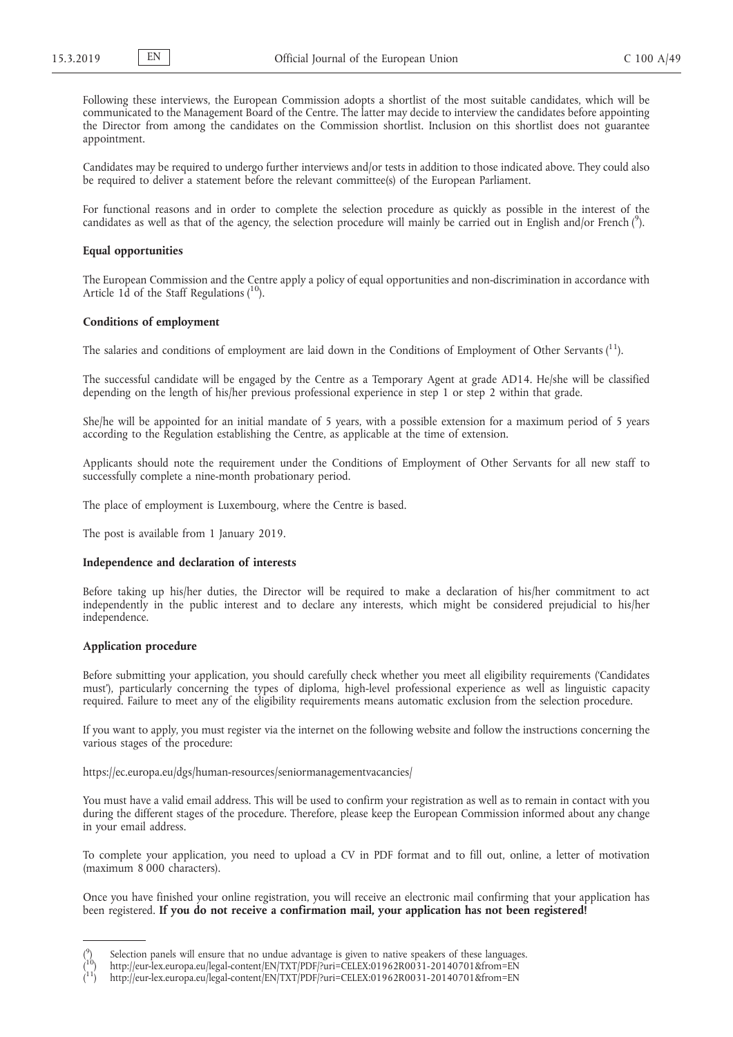Following these interviews, the European Commission adopts a shortlist of the most suitable candidates, which will be communicated to the Management Board of the Centre. The latter may decide to interview the candidates before appointing the Director from among the candidates on the Commission shortlist. Inclusion on this shortlist does not guarantee appointment.

Candidates may be required to undergo further interviews and/or tests in addition to those indicated above. They could also be required to deliver a statement before the relevant committee(s) of the European Parliament.

For functional reasons and in order to complete the selection procedure as quickly as possible in the interest of the candidates as well as that of the agency, the selection procedure will mainly be carried out in English and/or French ([9]).

**Equal opportunities**

The European Commission and the Centre apply a policy of equal opportunities and non-discrimination in accordance with Article 1d of the Staff Regulations ([10]).

**Conditions of employment**

The salaries and conditions of employment are laid down in the Conditions of Employment of Other Servants ([11]).

The successful candidate will be engaged by the Centre as a Temporary Agent at grade AD14. He/she will be classified depending on the length of his/her previous professional experience in step 1 or step 2 within that grade.

She/he will be appointed for an initial mandate of 5 years, with a possible extension for a maximum period of 5 years according to the Regulation establishing the Centre, as applicable at the time of extension.

Applicants should note the requirement under the Conditions of Employment of Other Servants for all new staff to successfully complete a nine-month probationary period.

The place of employment is Luxembourg, where the Centre is based.

The post is available from 1 January 2019.

**Independence and declaration of interests**

Before taking up his/her duties, the Director will be required to make a declaration of his/her commitment to act independently in the public interest and to declare any interests, which might be considered prejudicial to his/her independence.

**Application procedure**

Before submitting your application, you should carefully check whether you meet all eligibility requirements ('Candidates must'), particularly concerning the types of diploma, high-level professional experience as well as linguistic capacity required. Failure to meet any of the eligibility requirements means automatic exclusion from the selection procedure.

If you want to apply, you must register via the internet on the following website and follow the instructions concerning the various stages of the procedure:

https://ec.europa.eu/dgs/human-resources/seniormanagementvacancies/

You must have a valid email address. This will be used to confirm your registration as well as to remain in contact with you during the different stages of the procedure. Therefore, please keep the European Commission informed about any change in your email address.

To complete your application, you need to upload a CV in PDF format and to fill out, online, a letter of motivation (maximum 8 000 characters).

Once you have finished your online registration, you will receive an electronic mail confirming that your application has been registered. **If you do not receive a confirmation mail, your application has not been registered!**

---

([9]) Selection panels will ensure that no undue advantage is given to native speakers of these languages.

([10]) http://eur-lex.europa.eu/legal-content/EN/TXT/PDF/?uri=CELEX:01962R0031-20140701&from=EN

([11]) http://eur-lex.europa.eu/legal-content/EN/TXT/PDF/?uri=CELEX:01962R0031-20140701&from=EN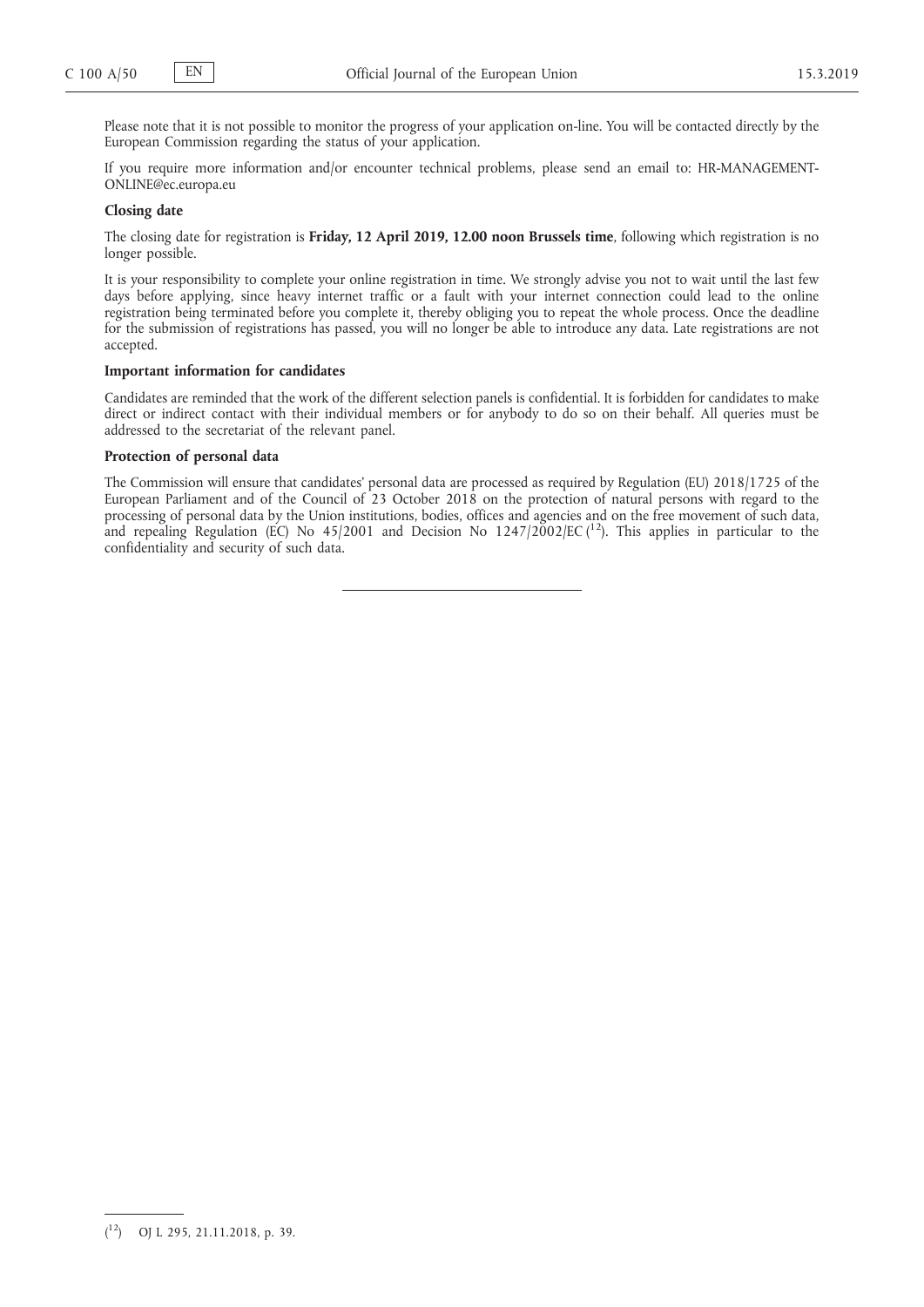Please note that it is not possible to monitor the progress of your application on-line. You will be contacted directly by the European Commission regarding the status of your application.

If you require more information and/or encounter technical problems, please send an email to: HR-MANAGEMENT-ONLINE@ec.europa.eu

**Closing date**

The closing date for registration is **Friday, 12 April 2019, 12.00 noon Brussels time**, following which registration is no longer possible.

It is your responsibility to complete your online registration in time. We strongly advise you not to wait until the last few days before applying, since heavy internet traffic or a fault with your internet connection could lead to the online registration being terminated before you complete it, thereby obliging you to repeat the whole process. Once the deadline for the submission of registrations has passed, you will no longer be able to introduce any data. Late registrations are not accepted.

**Important information for candidates**

Candidates are reminded that the work of the different selection panels is confidential. It is forbidden for candidates to make direct or indirect contact with their individual members or for anybody to do so on their behalf. All queries must be addressed to the secretariat of the relevant panel.

**Protection of personal data**

The Commission will ensure that candidates' personal data are processed as required by Regulation (EU) 2018/1725 of the European Parliament and of the Council of 23 October 2018 on the protection of natural persons with regard to the processing of personal data by the Union institutions, bodies, offices and agencies and on the free movement of such data, and repealing Regulation (EC) No 45/2001 and Decision No 1247/2002/EC [12]. This applies in particular to the confidentiality and security of such data.

---

[12] OJ L 295, 21.11.2018, p. 39.